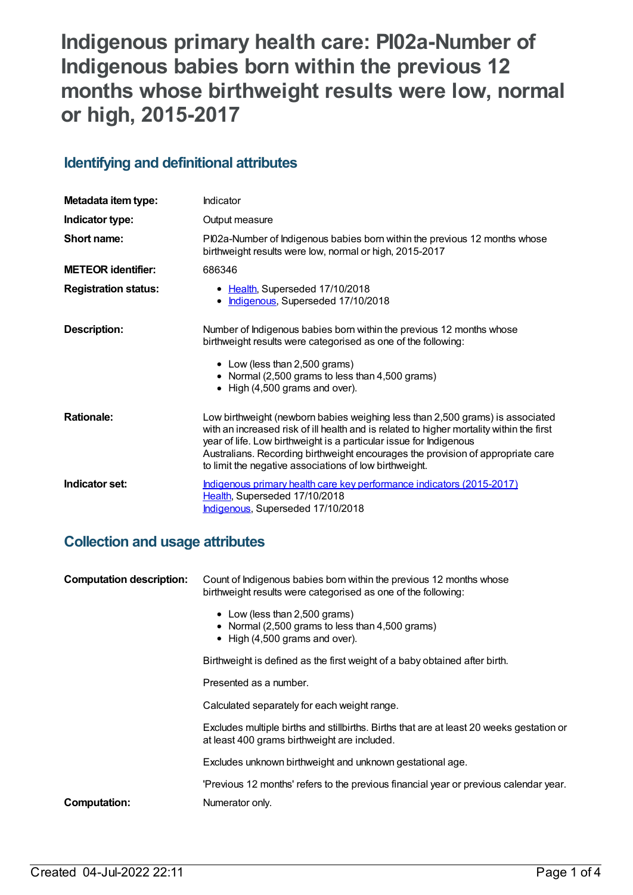# Indigenous primary health care: PI02a-Number of Indigenous babies born within the previous 12 months whose birthweight results were low, normal or high, 2015-2017

## Identifying and definitional attributes

| | |
|---|---|
| **Metadata item type:** | Indicator |
| **Indicator type:** | Output measure |
| **Short name:** | PI02a-Number of Indigenous babies born within the previous 12 months whose birthweight results were low, normal or high, 2015-2017 |
| **METEOR identifier:** | 686346 |
| **Registration status:** | • Health, Superseded 17/10/2018<br>• Indigenous, Superseded 17/10/2018 |
| **Description:** | Number of Indigenous babies born within the previous 12 months whose birthweight results were categorised as one of the following:<br>• Low (less than 2,500 grams)<br>• Normal (2,500 grams to less than 4,500 grams)<br>• High (4,500 grams and over). |
| **Rationale:** | Low birthweight (newborn babies weighing less than 2,500 grams) is associated with an increased risk of ill health and is related to higher mortality within the first year of life. Low birthweight is a particular issue for Indigenous Australians. Recording birthweight encourages the provision of appropriate care to limit the negative associations of low birthweight. |
| **Indicator set:** | Indigenous primary health care key performance indicators (2015-2017)<br>Health, Superseded 17/10/2018<br>Indigenous, Superseded 17/10/2018 |

## Collection and usage attributes

| | |
|---|---|
| **Computation description:** | Count of Indigenous babies born within the previous 12 months whose birthweight results were categorised as one of the following:<br>• Low (less than 2,500 grams)<br>• Normal (2,500 grams to less than 4,500 grams)<br>• High (4,500 grams and over).<br><br>Birthweight is defined as the first weight of a baby obtained after birth.<br><br>Presented as a number.<br><br>Calculated separately for each weight range.<br><br>Excludes multiple births and stillbirths. Births that are at least 20 weeks gestation or at least 400 grams birthweight are included.<br><br>Excludes unknown birthweight and unknown gestational age.<br><br>'Previous 12 months' refers to the previous financial year or previous calendar year. |
| **Computation:** | Numerator only. |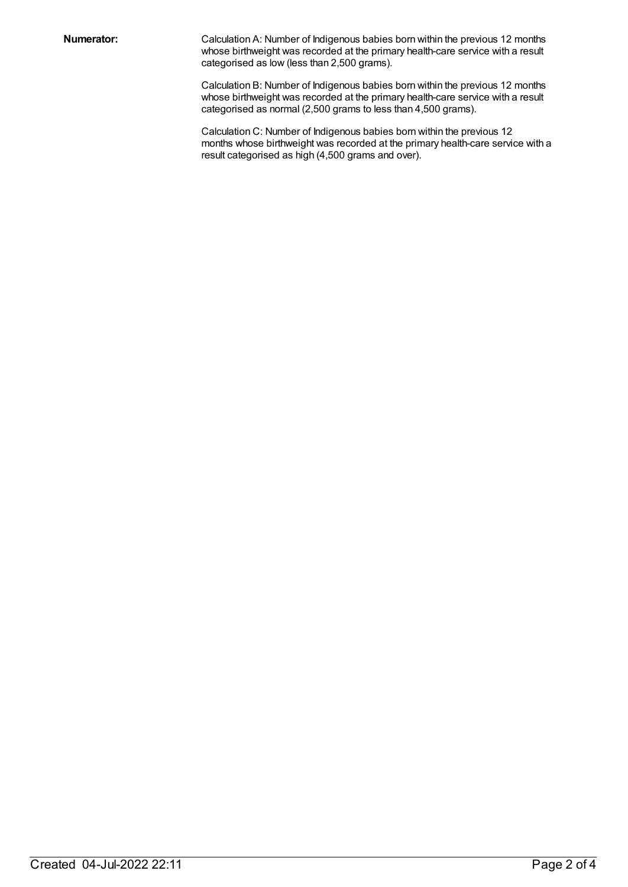**Numerator:**

Calculation A: Number of Indigenous babies born within the previous 12 months whose birthweight was recorded at the primary health-care service with a result categorised as low (less than 2,500 grams).

Calculation B: Number of Indigenous babies born within the previous 12 months whose birthweight was recorded at the primary health-care service with a result categorised as normal (2,500 grams to less than 4,500 grams).

Calculation C: Number of Indigenous babies born within the previous 12 months whose birthweight was recorded at the primary health-care service with a result categorised as high (4,500 grams and over).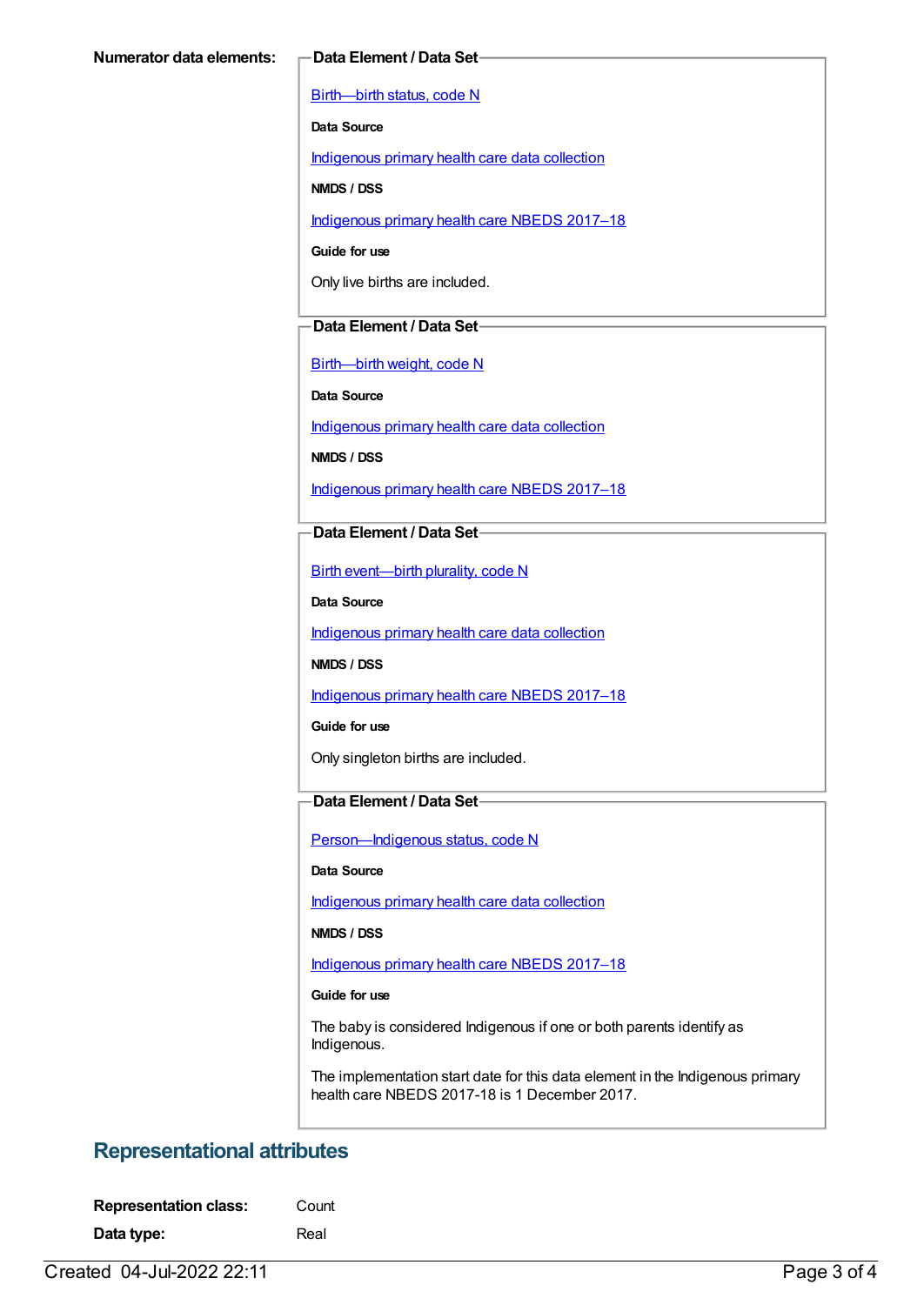**Numerator data elements:**

**Data Element / Data Set**

Birth—birth status, code N

**Data Source**

Indigenous primary health care data collection

**NMDS / DSS**

Indigenous primary health care NBEDS 2017–18

**Guide for use**

Only live births are included.

**Data Element / Data Set**

Birth—birth weight, code N

**Data Source**

Indigenous primary health care data collection

**NMDS / DSS**

Indigenous primary health care NBEDS 2017–18

**Data Element / Data Set**

Birth event—birth plurality, code N

**Data Source**

Indigenous primary health care data collection

**NMDS / DSS**

Indigenous primary health care NBEDS 2017–18

**Guide for use**

Only singleton births are included.

**Data Element / Data Set**

Person—Indigenous status, code N

**Data Source**

Indigenous primary health care data collection

**NMDS / DSS**

Indigenous primary health care NBEDS 2017–18

**Guide for use**

The baby is considered Indigenous if one or both parents identify as Indigenous.

The implementation start date for this data element in the Indigenous primary health care NBEDS 2017-18 is 1 December 2017.

## Representational attributes

**Representation class:** Count

**Data type:** Real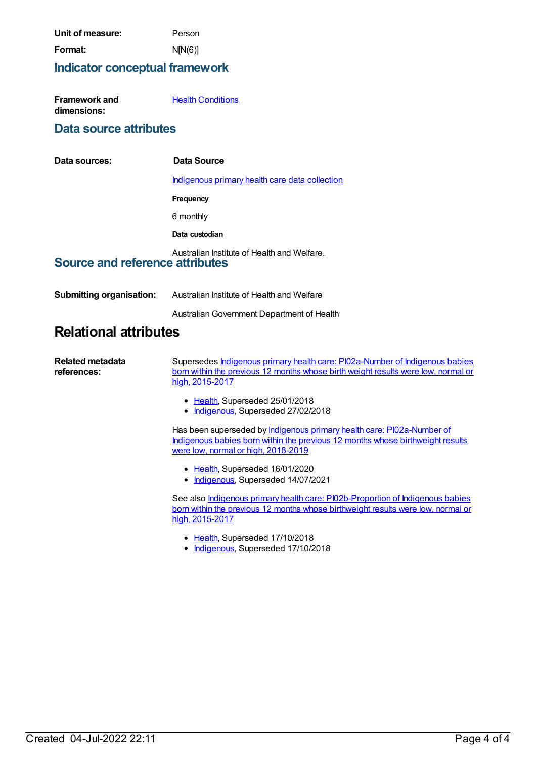**Unit of measure:** Person

**Format:** N[N(6)]

## Indicator conceptual framework

**Framework and dimensions:** Health Conditions

## Data source attributes

**Data sources:**

**Data Source**

Indigenous primary health care data collection

**Frequency**

6 monthly

**Data custodian**

Australian Institute of Health and Welfare.

## Source and reference attributes

**Submitting organisation:** Australian Institute of Health and Welfare

Australian Government Department of Health

# Relational attributes

**Related metadata references:**

Supersedes Indigenous primary health care: PI02a-Number of Indigenous babies born within the previous 12 months whose birth weight results were low, normal or high, 2015-2017

- Health, Superseded 25/01/2018
- Indigenous, Superseded 27/02/2018

Has been superseded by Indigenous primary health care: PI02a-Number of Indigenous babies born within the previous 12 months whose birthweight results were low, normal or high, 2018-2019

- Health, Superseded 16/01/2020
- Indigenous, Superseded 14/07/2021

See also Indigenous primary health care: PI02b-Proportion of Indigenous babies born within the previous 12 months whose birthweight results were low, normal or high, 2015-2017

- Health, Superseded 17/10/2018
- Indigenous, Superseded 17/10/2018